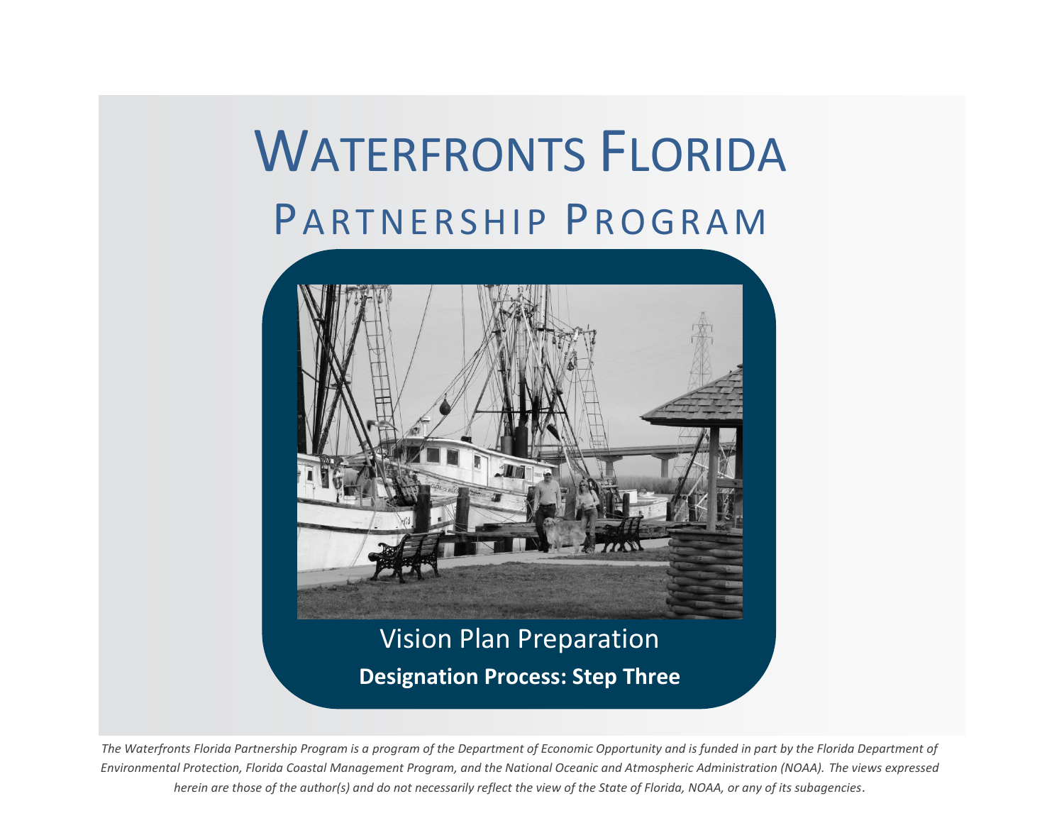# Waterfronts Florida

## Partnership Program

Vision Plan Preparation

**Designation Process: Step Three**

*The Waterfronts Florida Partnership Program is a program of the Department of Economic Opportunity and is funded in part by the Florida Department of Environmental Protection, Florida Coastal Management Program, and the National Oceanic and Atmospheric Administration (NOAA). The views expressed herein are those of the author(s) and do not necessarily reflect the view of the State of Florida, NOAA, or any of its subagencies.*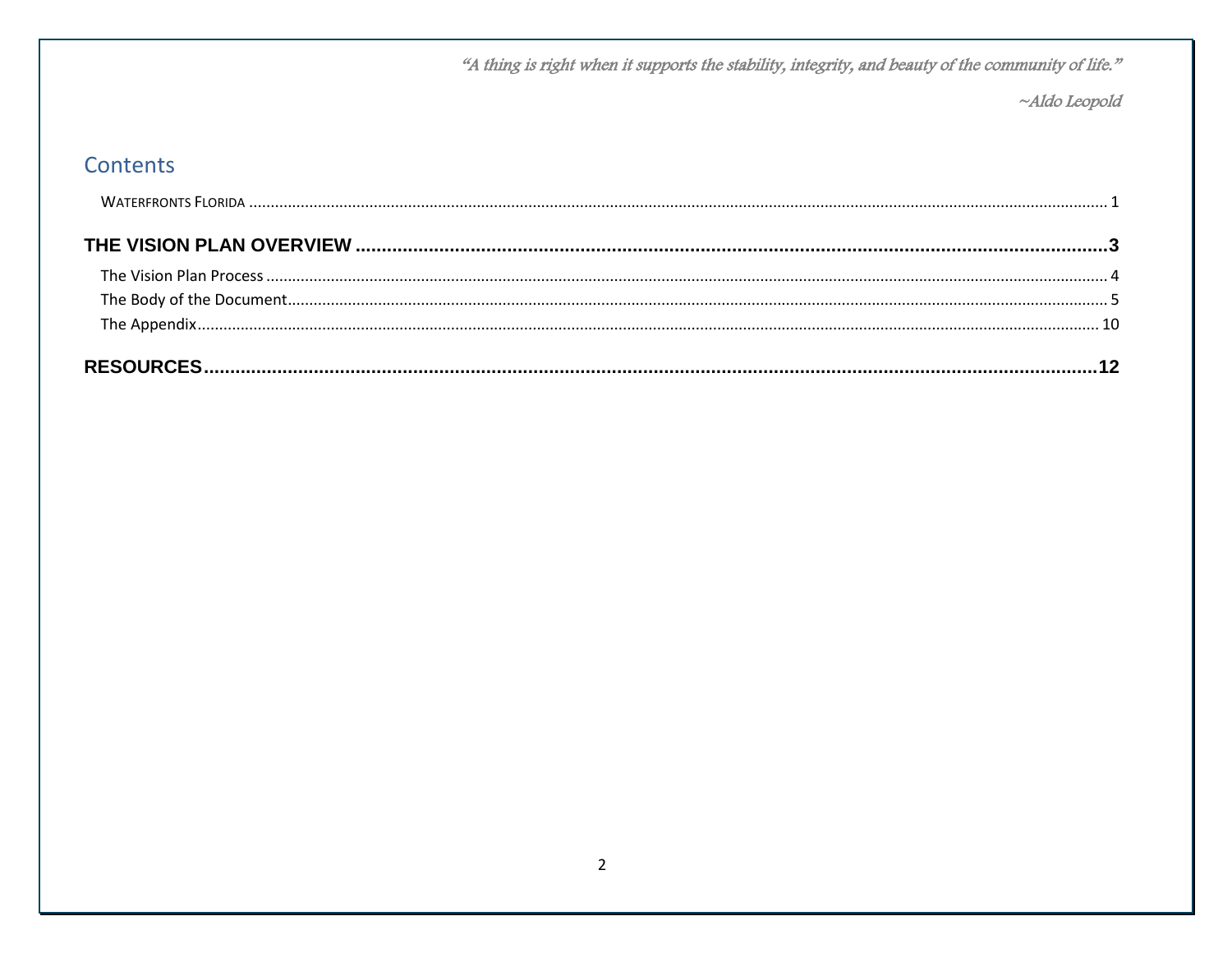*"A thing is right when it supports the stability, integrity, and beauty of the community of life."*

*~Aldo Leopold*

## Contents

WATERFRONTS FLORIDA ..... 1

**THE VISION PLAN OVERVIEW ..... 3**

The Vision Plan Process ..... 4

The Body of the Document ..... 5

The Appendix ..... 10

**RESOURCES ..... 12**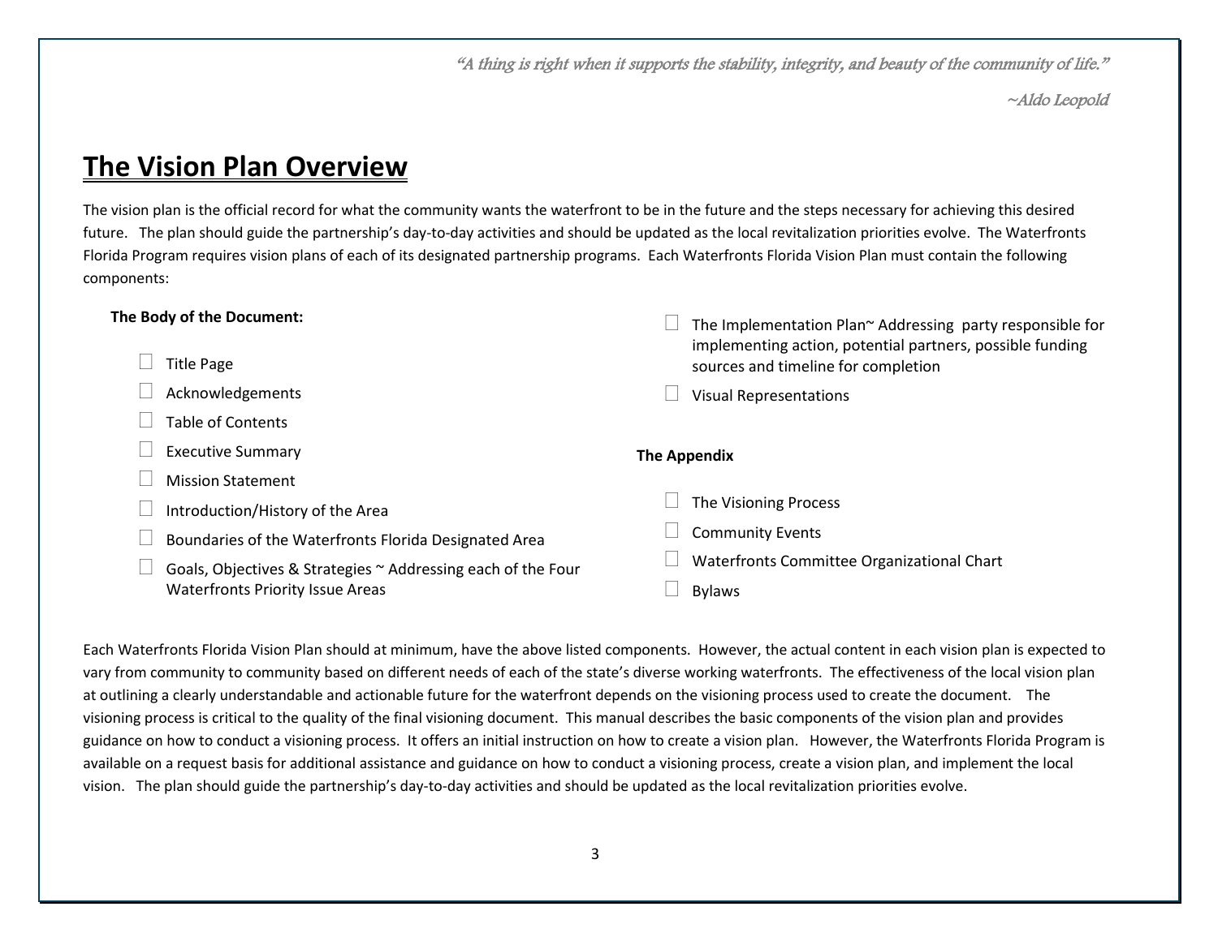*"A thing is right when it supports the stability, integrity, and beauty of the community of life."*

*~Aldo Leopold*

# The Vision Plan Overview

The vision plan is the official record for what the community wants the waterfront to be in the future and the steps necessary for achieving this desired future. The plan should guide the partnership's day-to-day activities and should be updated as the local revitalization priorities evolve. The Waterfronts Florida Program requires vision plans of each of its designated partnership programs. Each Waterfronts Florida Vision Plan must contain the following components:

**The Body of the Document:**

- ☐ Title Page
- ☐ Acknowledgements
- ☐ Table of Contents
- ☐ Executive Summary
- ☐ Mission Statement
- ☐ Introduction/History of the Area
- ☐ Boundaries of the Waterfronts Florida Designated Area
- ☐ Goals, Objectives & Strategies ~ Addressing each of the Four Waterfronts Priority Issue Areas
- ☐ The Implementation Plan~ Addressing party responsible for implementing action, potential partners, possible funding sources and timeline for completion
- ☐ Visual Representations

**The Appendix**

- ☐ The Visioning Process
- ☐ Community Events
- ☐ Waterfronts Committee Organizational Chart
- ☐ Bylaws

Each Waterfronts Florida Vision Plan should at minimum, have the above listed components. However, the actual content in each vision plan is expected to vary from community to community based on different needs of each of the state's diverse working waterfronts. The effectiveness of the local vision plan at outlining a clearly understandable and actionable future for the waterfront depends on the visioning process used to create the document. The visioning process is critical to the quality of the final visioning document. This manual describes the basic components of the vision plan and provides guidance on how to conduct a visioning process. It offers an initial instruction on how to create a vision plan. However, the Waterfronts Florida Program is available on a request basis for additional assistance and guidance on how to conduct a visioning process, create a vision plan, and implement the local vision. The plan should guide the partnership's day-to-day activities and should be updated as the local revitalization priorities evolve.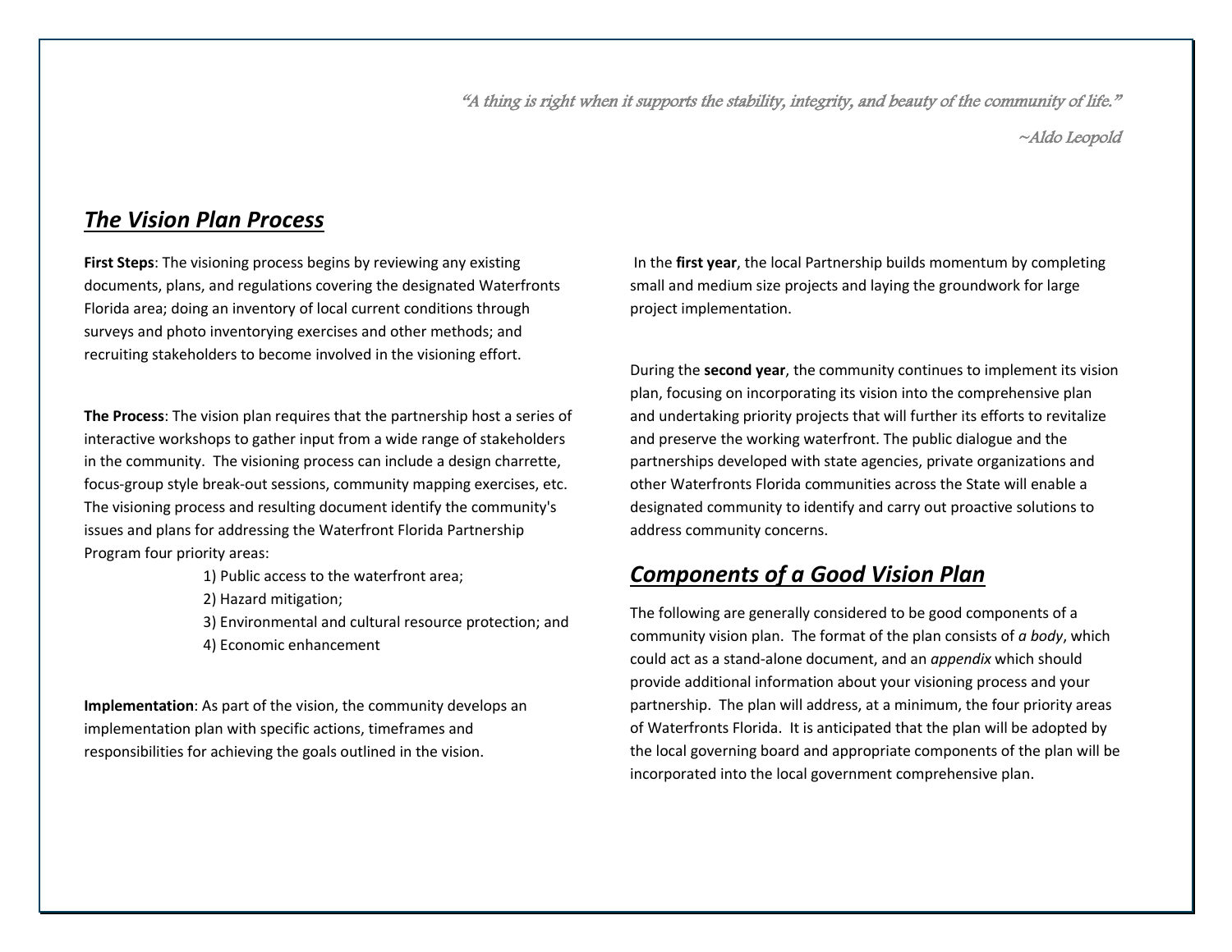*"A thing is right when it supports the stability, integrity, and beauty of the community of life."*

*~Aldo Leopold*

## ***The Vision Plan Process***

**First Steps**: The visioning process begins by reviewing any existing documents, plans, and regulations covering the designated Waterfronts Florida area; doing an inventory of local current conditions through surveys and photo inventorying exercises and other methods; and recruiting stakeholders to become involved in the visioning effort.

**The Process**: The vision plan requires that the partnership host a series of interactive workshops to gather input from a wide range of stakeholders in the community. The visioning process can include a design charrette, focus-group style break-out sessions, community mapping exercises, etc. The visioning process and resulting document identify the community's issues and plans for addressing the Waterfront Florida Partnership Program four priority areas:

1) Public access to the waterfront area;
2) Hazard mitigation;
3) Environmental and cultural resource protection; and
4) Economic enhancement

**Implementation**: As part of the vision, the community develops an implementation plan with specific actions, timeframes and responsibilities for achieving the goals outlined in the vision.

In the **first year**, the local Partnership builds momentum by completing small and medium size projects and laying the groundwork for large project implementation.

During the **second year**, the community continues to implement its vision plan, focusing on incorporating its vision into the comprehensive plan and undertaking priority projects that will further its efforts to revitalize and preserve the working waterfront. The public dialogue and the partnerships developed with state agencies, private organizations and other Waterfronts Florida communities across the State will enable a designated community to identify and carry out proactive solutions to address community concerns.

## ***Components of a Good Vision Plan***

The following are generally considered to be good components of a community vision plan. The format of the plan consists of *a body*, which could act as a stand-alone document, and an *appendix* which should provide additional information about your visioning process and your partnership. The plan will address, at a minimum, the four priority areas of Waterfronts Florida. It is anticipated that the plan will be adopted by the local governing board and appropriate components of the plan will be incorporated into the local government comprehensive plan.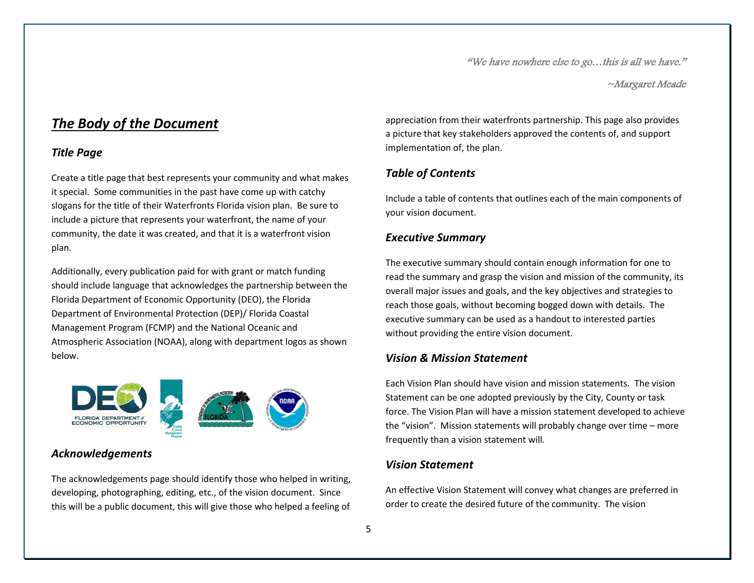*"We have nowhere else to go…this is all we have."*

*~Margaret Meade*

## *The Body of the Document*

### *Title Page*

Create a title page that best represents your community and what makes it special. Some communities in the past have come up with catchy slogans for the title of their Waterfronts Florida vision plan. Be sure to include a picture that represents your waterfront, the name of your community, the date it was created, and that it is a waterfront vision plan.

Additionally, every publication paid for with grant or match funding should include language that acknowledges the partnership between the Florida Department of Economic Opportunity (DEO), the Florida Department of Environmental Protection (DEP)/ Florida Coastal Management Program (FCMP) and the National Oceanic and Atmospheric Association (NOAA), along with department logos as shown below.

### *Acknowledgements*

The acknowledgements page should identify those who helped in writing, developing, photographing, editing, etc., of the vision document. Since this will be a public document, this will give those who helped a feeling of appreciation from their waterfronts partnership. This page also provides a picture that key stakeholders approved the contents of, and support implementation of, the plan.

### *Table of Contents*

Include a table of contents that outlines each of the main components of your vision document.

### *Executive Summary*

The executive summary should contain enough information for one to read the summary and grasp the vision and mission of the community, its overall major issues and goals, and the key objectives and strategies to reach those goals, without becoming bogged down with details. The executive summary can be used as a handout to interested parties without providing the entire vision document.

### *Vision & Mission Statement*

Each Vision Plan should have vision and mission statements. The vision Statement can be one adopted previously by the City, County or task force. The Vision Plan will have a mission statement developed to achieve the "vision". Mission statements will probably change over time – more frequently than a vision statement will.

### *Vision Statement*

An effective Vision Statement will convey what changes are preferred in order to create the desired future of the community. The vision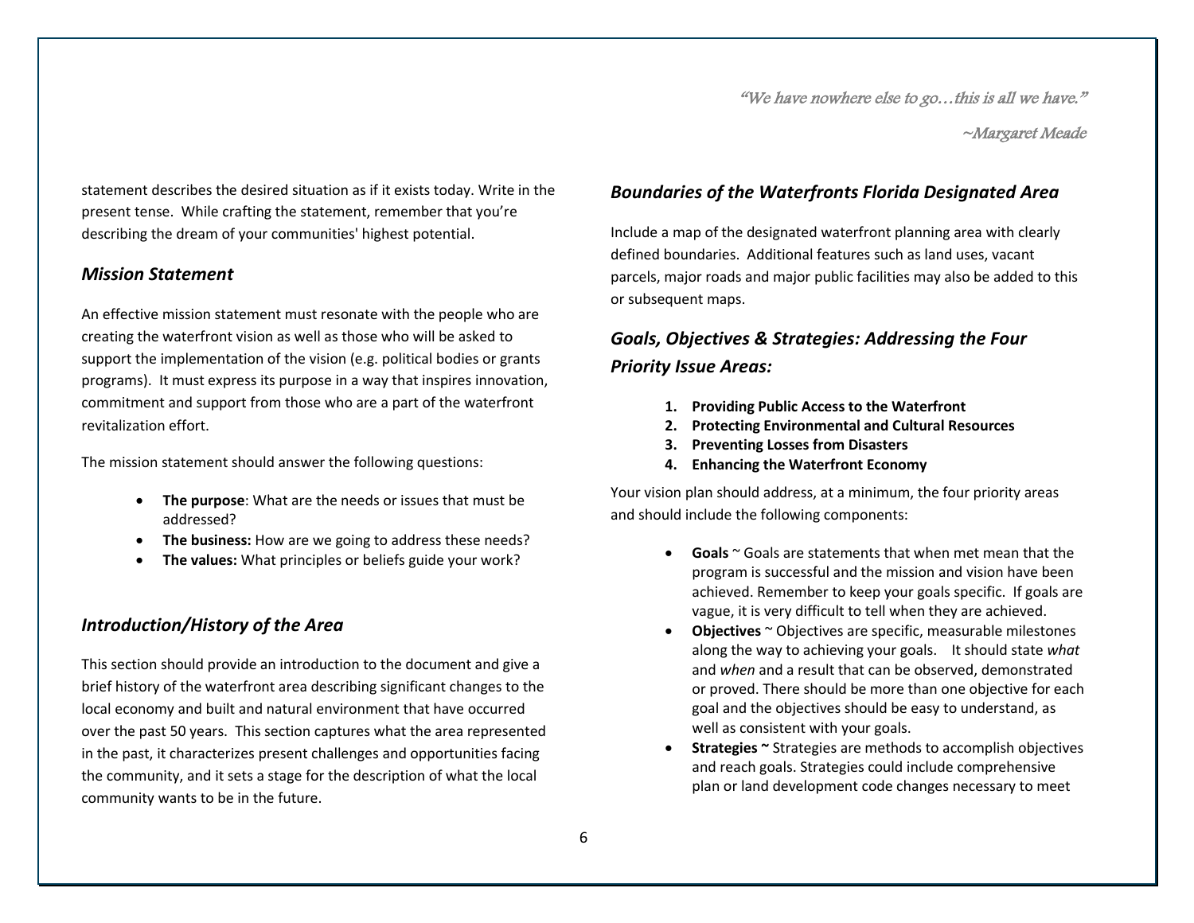> *"We have nowhere else to go…this is all we have."*
>
> *~Margaret Meade*

statement describes the desired situation as if it exists today. Write in the present tense. While crafting the statement, remember that you're describing the dream of your communities' highest potential.

### *Mission Statement*

An effective mission statement must resonate with the people who are creating the waterfront vision as well as those who will be asked to support the implementation of the vision (e.g. political bodies or grants programs). It must express its purpose in a way that inspires innovation, commitment and support from those who are a part of the waterfront revitalization effort.

The mission statement should answer the following questions:

- **The purpose**: What are the needs or issues that must be addressed?
- **The business:** How are we going to address these needs?
- **The values:** What principles or beliefs guide your work?

### *Introduction/History of the Area*

This section should provide an introduction to the document and give a brief history of the waterfront area describing significant changes to the local economy and built and natural environment that have occurred over the past 50 years. This section captures what the area represented in the past, it characterizes present challenges and opportunities facing the community, and it sets a stage for the description of what the local community wants to be in the future.

### *Boundaries of the Waterfronts Florida Designated Area*

Include a map of the designated waterfront planning area with clearly defined boundaries. Additional features such as land uses, vacant parcels, major roads and major public facilities may also be added to this or subsequent maps.

### *Goals, Objectives & Strategies: Addressing the Four Priority Issue Areas:*

1. **Providing Public Access to the Waterfront**
2. **Protecting Environmental and Cultural Resources**
3. **Preventing Losses from Disasters**
4. **Enhancing the Waterfront Economy**

Your vision plan should address, at a minimum, the four priority areas and should include the following components:

- **Goals** ~ Goals are statements that when met mean that the program is successful and the mission and vision have been achieved. Remember to keep your goals specific. If goals are vague, it is very difficult to tell when they are achieved.
- **Objectives** ~ Objectives are specific, measurable milestones along the way to achieving your goals. It should state *what* and *when* and a result that can be observed, demonstrated or proved. There should be more than one objective for each goal and the objectives should be easy to understand, as well as consistent with your goals.
- **Strategies ~** Strategies are methods to accomplish objectives and reach goals. Strategies could include comprehensive plan or land development code changes necessary to meet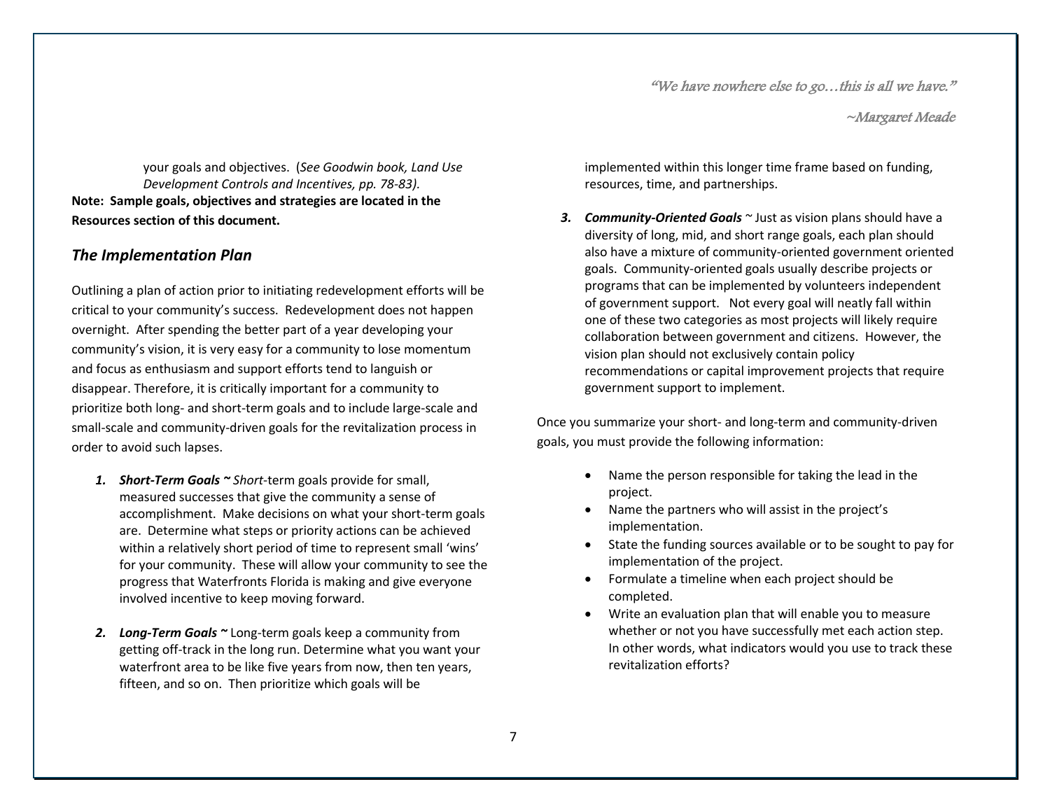> *"We have nowhere else to go…this is all we have."*
>
> *~Margaret Meade*

your goals and objectives. (*See Goodwin book, Land Use Development Controls and Incentives, pp. 78-83).*

**Note: Sample goals, objectives and strategies are located in the Resources section of this document.**

## *The Implementation Plan*

Outlining a plan of action prior to initiating redevelopment efforts will be critical to your community's success. Redevelopment does not happen overnight. After spending the better part of a year developing your community's vision, it is very easy for a community to lose momentum and focus as enthusiasm and support efforts tend to languish or disappear. Therefore, it is critically important for a community to prioritize both long- and short-term goals and to include large-scale and small-scale and community-driven goals for the revitalization process in order to avoid such lapses.

1. ***Short-Term Goals ~*** *Short*-term goals provide for small, measured successes that give the community a sense of accomplishment. Make decisions on what your short-term goals are. Determine what steps or priority actions can be achieved within a relatively short period of time to represent small 'wins' for your community. These will allow your community to see the progress that Waterfronts Florida is making and give everyone involved incentive to keep moving forward.

2. ***Long-Term Goals ~*** Long-term goals keep a community from getting off-track in the long run. Determine what you want your waterfront area to be like five years from now, then ten years, fifteen, and so on. Then prioritize which goals will be implemented within this longer time frame based on funding, resources, time, and partnerships.

3. ***Community-Oriented Goals*** ~ Just as vision plans should have a diversity of long, mid, and short range goals, each plan should also have a mixture of community-oriented government oriented goals. Community-oriented goals usually describe projects or programs that can be implemented by volunteers independent of government support. Not every goal will neatly fall within one of these two categories as most projects will likely require collaboration between government and citizens. However, the vision plan should not exclusively contain policy recommendations or capital improvement projects that require government support to implement.

Once you summarize your short- and long-term and community-driven goals, you must provide the following information:

- Name the person responsible for taking the lead in the project.
- Name the partners who will assist in the project's implementation.
- State the funding sources available or to be sought to pay for implementation of the project.
- Formulate a timeline when each project should be completed.
- Write an evaluation plan that will enable you to measure whether or not you have successfully met each action step. In other words, what indicators would you use to track these revitalization efforts?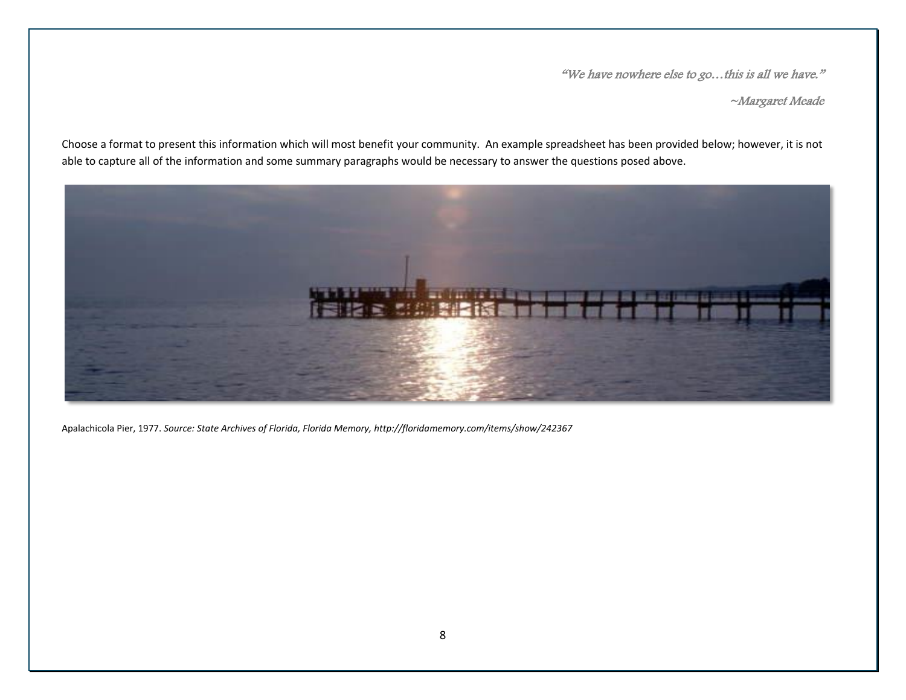*"We have nowhere else to go…this is all we have."*

*~Margaret Meade*

Choose a format to present this information which will most benefit your community. An example spreadsheet has been provided below; however, it is not able to capture all of the information and some summary paragraphs would be necessary to answer the questions posed above.

Apalachicola Pier, 1977. *Source: State Archives of Florida, Florida Memory, http://floridamemory.com/items/show/242367*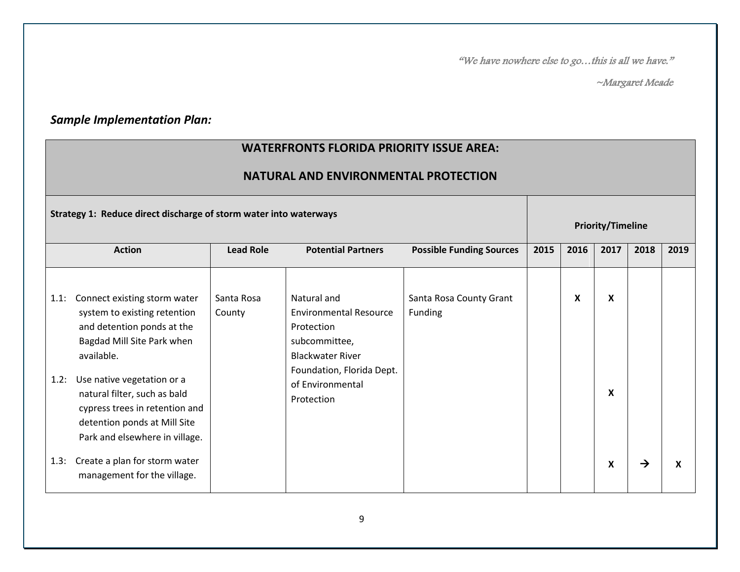*"We have nowhere else to go…this is all we have."*

*~Margaret Meade*

***Sample Implementation Plan:***

| **WATERFRONTS FLORIDA PRIORITY ISSUE AREA: NATURAL AND ENVIRONMENTAL PROTECTION** | | | | | | | | |
|---|---|---|---|---|---|---|---|---|
| **Strategy 1: Reduce direct discharge of storm water into waterways** | | | | **Priority/Timeline** | | | | |
| **Action** | **Lead Role** | **Potential Partners** | **Possible Funding Sources** | **2015** | **2016** | **2017** | **2018** | **2019** |
| 1.1: Connect existing storm water system to existing retention and detention ponds at the Bagdad Mill Site Park when available. | Santa Rosa County | Natural and Environmental Resource Protection subcommittee, Blackwater River Foundation, Florida Dept. of Environmental Protection | Santa Rosa County Grant Funding | | **X** | **X** | | |
| 1.2: Use native vegetation or a natural filter, such as bald cypress trees in retention and detention ponds at Mill Site Park and elsewhere in village. | | | | | | **X** | | |
| 1.3: Create a plan for storm water management for the village. | | | | | | **X** | → | **X** |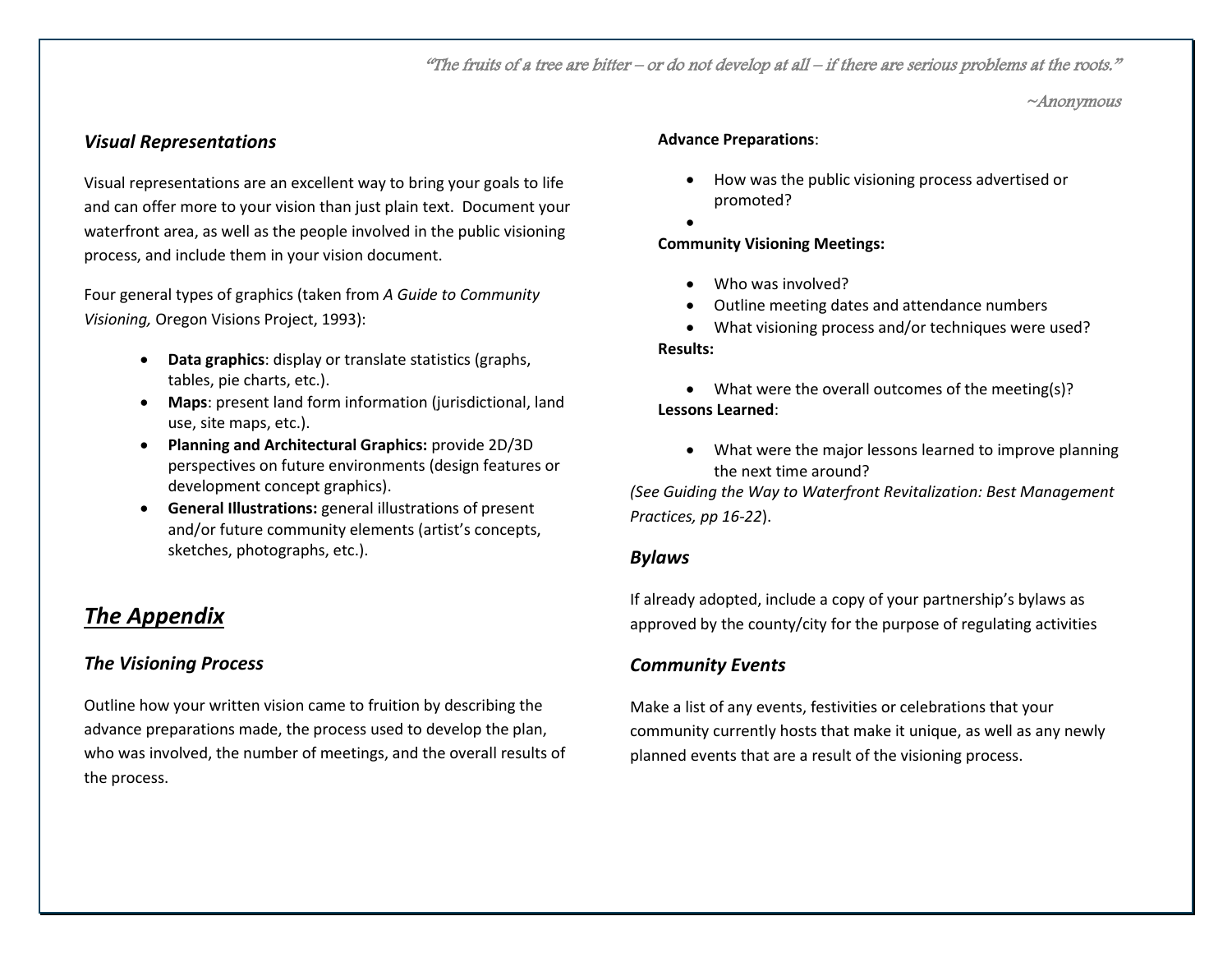*"The fruits of a tree are bitter – or do not develop at all – if there are serious problems at the roots."*

*~Anonymous*

### *Visual Representations*

Visual representations are an excellent way to bring your goals to life and can offer more to your vision than just plain text. Document your waterfront area, as well as the people involved in the public visioning process, and include them in your vision document.

Four general types of graphics (taken from *A Guide to Community Visioning,* Oregon Visions Project, 1993):

- **Data graphics**: display or translate statistics (graphs, tables, pie charts, etc.).
- **Maps**: present land form information (jurisdictional, land use, site maps, etc.).
- **Planning and Architectural Graphics:** provide 2D/3D perspectives on future environments (design features or development concept graphics).
- **General Illustrations:** general illustrations of present and/or future community elements (artist's concepts, sketches, photographs, etc.).

## ***The Appendix***

### *The Visioning Process*

Outline how your written vision came to fruition by describing the advance preparations made, the process used to develop the plan, who was involved, the number of meetings, and the overall results of the process.

**Advance Preparations**:

- How was the public visioning process advertised or promoted?
- 

**Community Visioning Meetings:**

- Who was involved?
- Outline meeting dates and attendance numbers
- What visioning process and/or techniques were used?

**Results:**

- What were the overall outcomes of the meeting(s)?

**Lessons Learned**:

- What were the major lessons learned to improve planning the next time around?

*(See Guiding the Way to Waterfront Revitalization: Best Management Practices, pp 16-22*).

### *Bylaws*

If already adopted, include a copy of your partnership's bylaws as approved by the county/city for the purpose of regulating activities

### *Community Events*

Make a list of any events, festivities or celebrations that your community currently hosts that make it unique, as well as any newly planned events that are a result of the visioning process.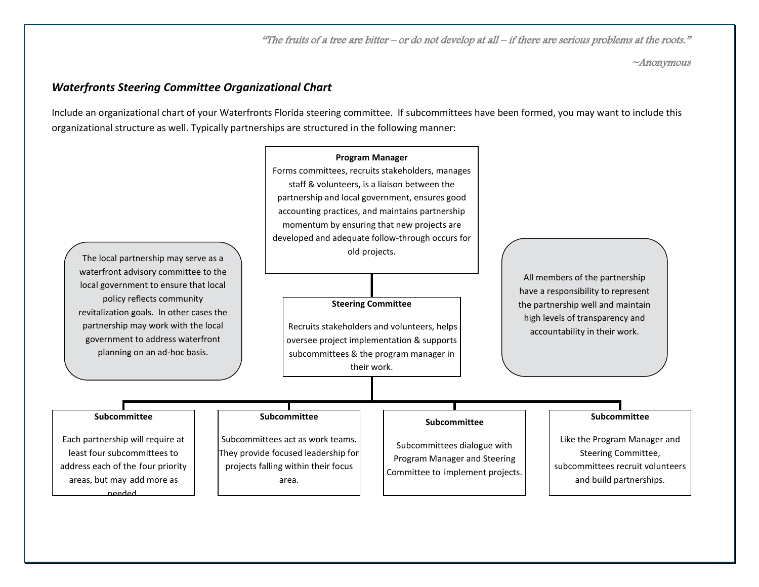*"The fruits of a tree are bitter – or do not develop at all – if there are serious problems at the roots."*

*~Anonymous*

### *Waterfronts Steering Committee Organizational Chart*

Include an organizational chart of your Waterfronts Florida steering committee. If subcommittees have been formed, you may want to include this organizational structure as well. Typically partnerships are structured in the following manner:

**Program Manager**

Forms committees, recruits stakeholders, manages staff & volunteers, is a liaison between the partnership and local government, ensures good accounting practices, and maintains partnership momentum by ensuring that new projects are developed and adequate follow-through occurs for old projects.

**Steering Committee**

Recruits stakeholders and volunteers, helps oversee project implementation & supports subcommittees & the program manager in their work.

The local partnership may serve as a waterfront advisory committee to the local government to ensure that local policy reflects community revitalization goals. In other cases the partnership may work with the local government to address waterfront planning on an ad-hoc basis.

All members of the partnership have a responsibility to represent the partnership well and maintain high levels of transparency and accountability in their work.

**Subcommittee**

Each partnership will require at least four subcommittees to address each of the four priority areas, but may add more as needed.

**Subcommittee**

Subcommittees act as work teams. They provide focused leadership for projects falling within their focus area.

**Subcommittee**

Subcommittees dialogue with Program Manager and Steering Committee to implement projects.

**Subcommittee**

Like the Program Manager and Steering Committee, subcommittees recruit volunteers and build partnerships.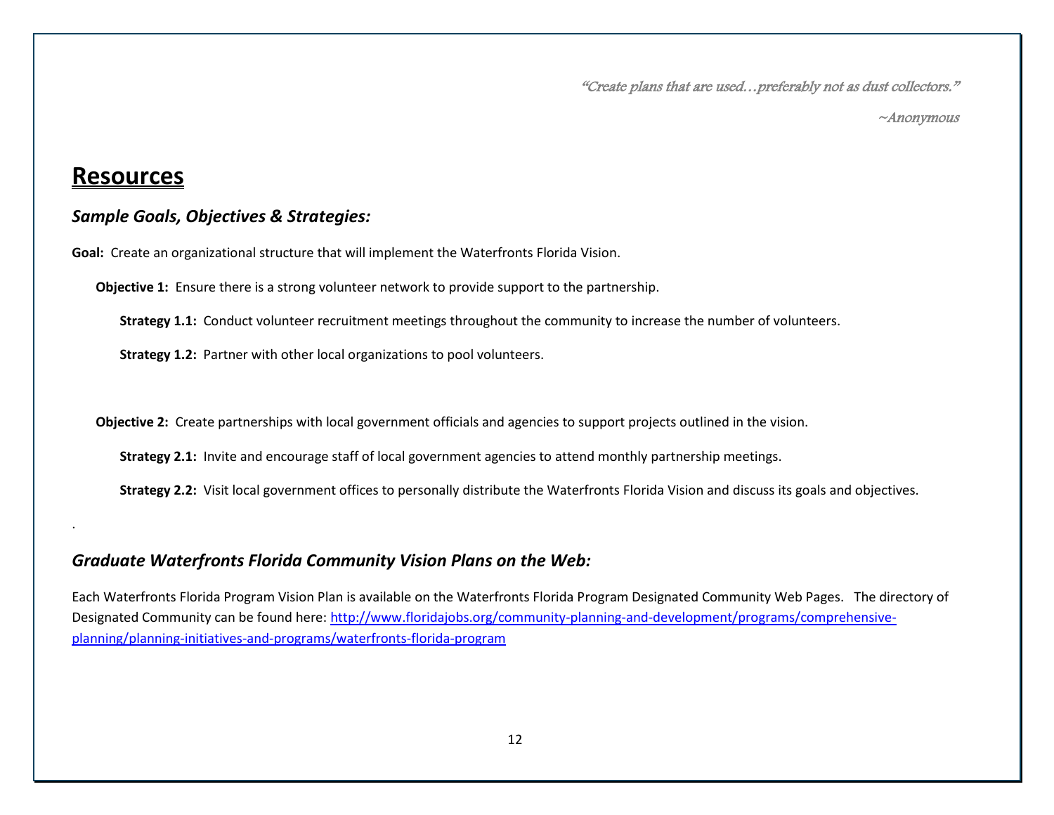*"Create plans that are used…preferably not as dust collectors."*

*~Anonymous*

# Resources

## *Sample Goals, Objectives & Strategies:*

**Goal:** Create an organizational structure that will implement the Waterfronts Florida Vision.

**Objective 1:** Ensure there is a strong volunteer network to provide support to the partnership.

**Strategy 1.1:** Conduct volunteer recruitment meetings throughout the community to increase the number of volunteers.

**Strategy 1.2:** Partner with other local organizations to pool volunteers.

**Objective 2:** Create partnerships with local government officials and agencies to support projects outlined in the vision.

**Strategy 2.1:** Invite and encourage staff of local government agencies to attend monthly partnership meetings.

**Strategy 2.2:** Visit local government offices to personally distribute the Waterfronts Florida Vision and discuss its goals and objectives.

## *Graduate Waterfronts Florida Community Vision Plans on the Web:*

Each Waterfronts Florida Program Vision Plan is available on the Waterfronts Florida Program Designated Community Web Pages. The directory of Designated Community can be found here: [http://www.floridajobs.org/community-planning-and-development/programs/comprehensive-planning/planning-initiatives-and-programs/waterfronts-florida-program](http://www.floridajobs.org/community-planning-and-development/programs/comprehensive-planning/planning-initiatives-and-programs/waterfronts-florida-program)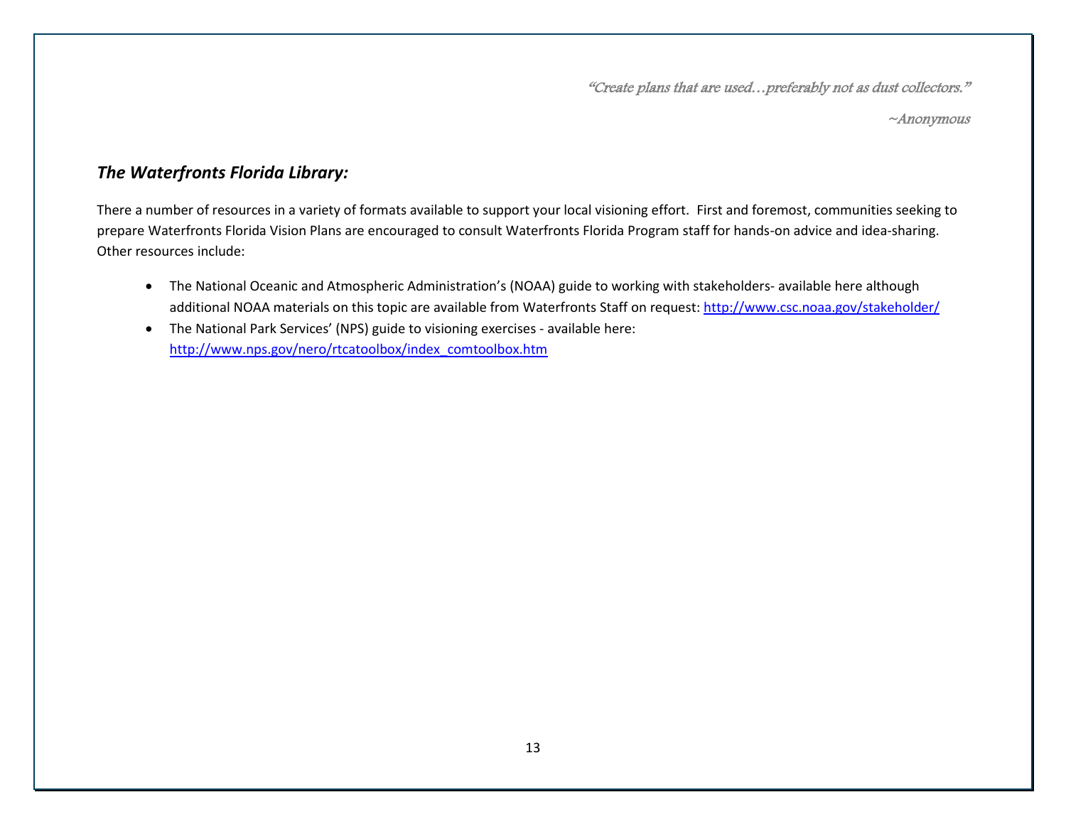*"Create plans that are used…preferably not as dust collectors."*

*~Anonymous*

### *The Waterfronts Florida Library:*

There a number of resources in a variety of formats available to support your local visioning effort. First and foremost, communities seeking to prepare Waterfronts Florida Vision Plans are encouraged to consult Waterfronts Florida Program staff for hands-on advice and idea-sharing. Other resources include:

- The National Oceanic and Atmospheric Administration's (NOAA) guide to working with stakeholders- available here although additional NOAA materials on this topic are available from Waterfronts Staff on request: [http://www.csc.noaa.gov/stakeholder/](http://www.csc.noaa.gov/stakeholder/)
- The National Park Services' (NPS) guide to visioning exercises - available here: [http://www.nps.gov/nero/rtcatoolbox/index_comtoolbox.htm](http://www.nps.gov/nero/rtcatoolbox/index_comtoolbox.htm)